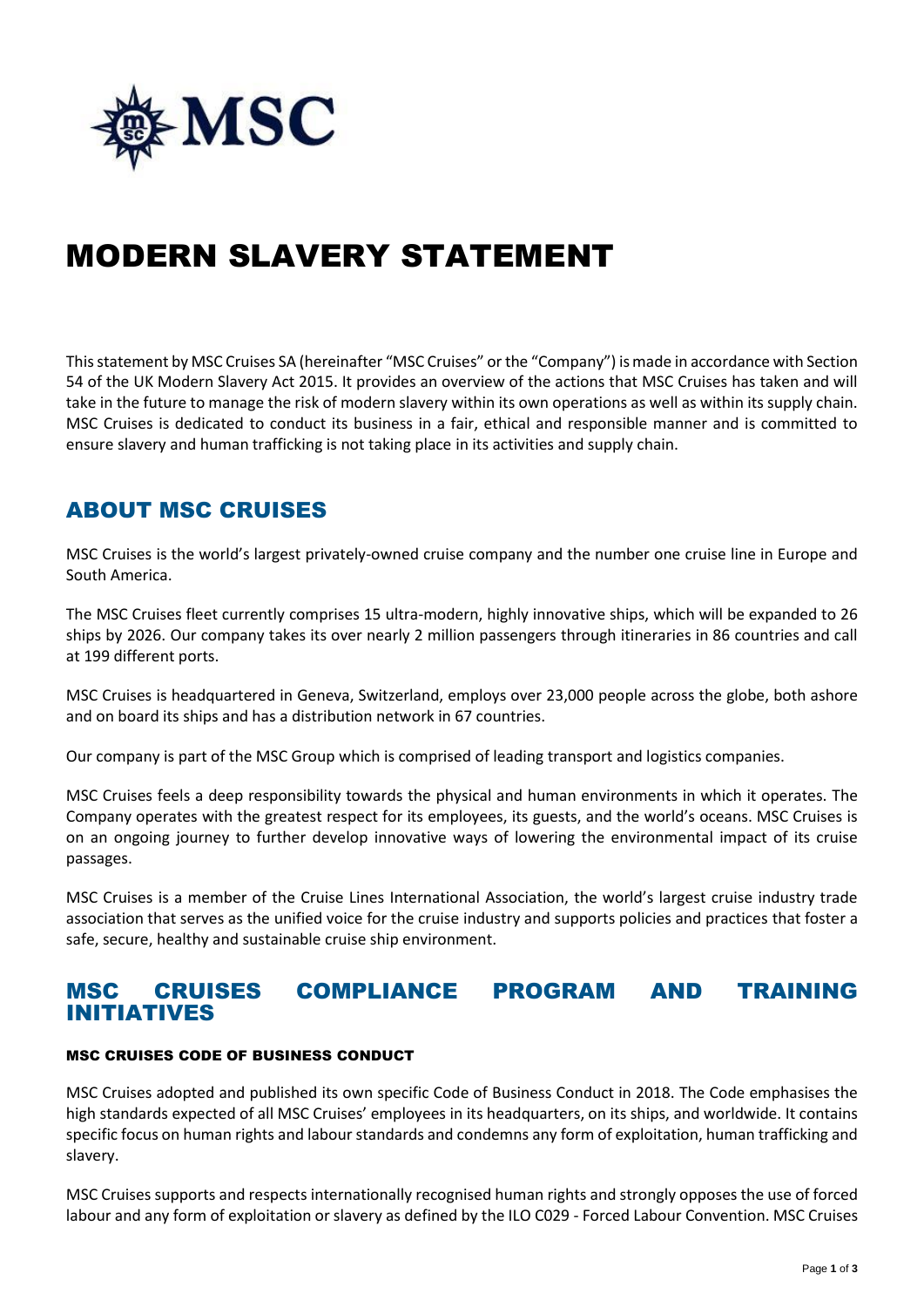# MODERN SLAVERY STATEMENT

This statement by MSC Cruises SA (hereinafter "MSC Cruises" or the "Company") is made in accordance with Section 54 of the UK Modern Slavery Act 2015. It provides an overview of the actions that MSC Cruises has taken and will take in the future to manage the risk of modern slavery within its own operations as well as within its supply chain. MSC Cruises is dedicated to conduct its business in a fair, ethical and responsible manner and is committed to ensure slavery and human trafficking is not taking place in its activities and supply chain.

## ABOUT MSC CRUISES

MSC Cruises is the world's largest privately-owned cruise company and the number one cruise line in Europe and South America.

The MSC Cruises fleet currently comprises 15 ultra-modern, highly innovative ships, which will be expanded to 26 ships by 2026. Our company takes its over nearly 2 million passengers through itineraries in 86 countries and call at 199 different ports.

MSC Cruises is headquartered in Geneva, Switzerland, employs over 23,000 people across the globe, both ashore and on board its ships and has a distribution network in 67 countries.

Our company is part of the MSC Group which is comprised of leading transport and logistics companies.

MSC Cruises feels a deep responsibility towards the physical and human environments in which it operates. The Company operates with the greatest respect for its employees, its guests, and the world's oceans. MSC Cruises is on an ongoing journey to further develop innovative ways of lowering the environmental impact of its cruise passages.

MSC Cruises is a member of the Cruise Lines International Association, the world's largest cruise industry trade association that serves as the unified voice for the cruise industry and supports policies and practices that foster a safe, secure, healthy and sustainable cruise ship environment.

## MSC CRUISES COMPLIANCE PROGRAM AND TRAINING INITIATIVES

### MSC CRUISES CODE OF BUSINESS CONDUCT

MSC Cruises adopted and published its own specific Code of Business Conduct in 2018. The Code emphasises the high standards expected of all MSC Cruises' employees in its headquarters, on its ships, and worldwide. It contains specific focus on human rights and labour standards and condemns any form of exploitation, human trafficking and slavery.

MSC Cruises supports and respects internationally recognised human rights and strongly opposes the use of forced labour and any form of exploitation or slavery as defined by the ILO C029 - Forced Labour Convention. MSC Cruises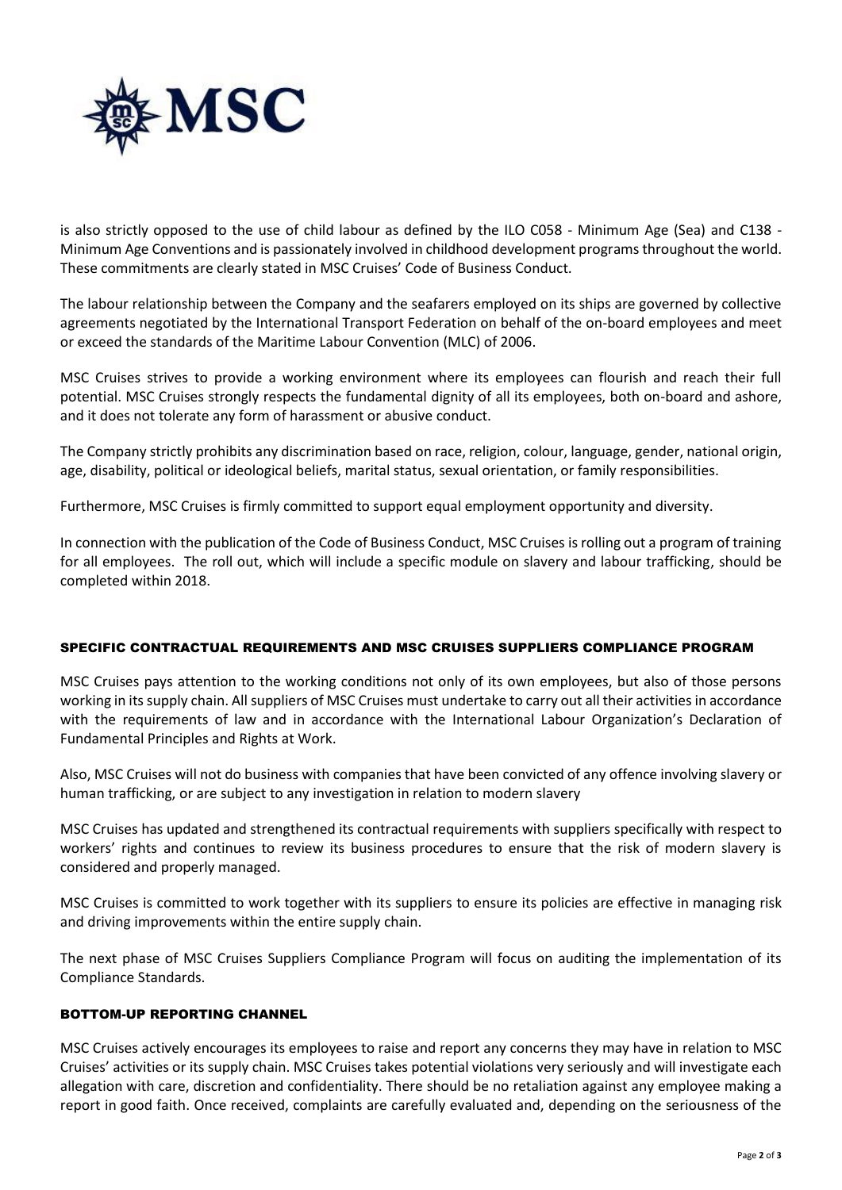is also strictly opposed to the use of child labour as defined by the ILO C058 - Minimum Age (Sea) and C138 - Minimum Age Conventions and is passionately involved in childhood development programs throughout the world. These commitments are clearly stated in MSC Cruises' Code of Business Conduct.

The labour relationship between the Company and the seafarers employed on its ships are governed by collective agreements negotiated by the International Transport Federation on behalf of the on-board employees and meet or exceed the standards of the Maritime Labour Convention (MLC) of 2006.

MSC Cruises strives to provide a working environment where its employees can flourish and reach their full potential. MSC Cruises strongly respects the fundamental dignity of all its employees, both on-board and ashore, and it does not tolerate any form of harassment or abusive conduct.

The Company strictly prohibits any discrimination based on race, religion, colour, language, gender, national origin, age, disability, political or ideological beliefs, marital status, sexual orientation, or family responsibilities.

Furthermore, MSC Cruises is firmly committed to support equal employment opportunity and diversity.

In connection with the publication of the Code of Business Conduct, MSC Cruises is rolling out a program of training for all employees. The roll out, which will include a specific module on slavery and labour trafficking, should be completed within 2018.

## SPECIFIC CONTRACTUAL REQUIREMENTS AND MSC CRUISES SUPPLIERS COMPLIANCE PROGRAM

MSC Cruises pays attention to the working conditions not only of its own employees, but also of those persons working in its supply chain. All suppliers of MSC Cruises must undertake to carry out all their activities in accordance with the requirements of law and in accordance with the International Labour Organization's Declaration of Fundamental Principles and Rights at Work.

Also, MSC Cruises will not do business with companies that have been convicted of any offence involving slavery or human trafficking, or are subject to any investigation in relation to modern slavery

MSC Cruises has updated and strengthened its contractual requirements with suppliers specifically with respect to workers' rights and continues to review its business procedures to ensure that the risk of modern slavery is considered and properly managed.

MSC Cruises is committed to work together with its suppliers to ensure its policies are effective in managing risk and driving improvements within the entire supply chain.

The next phase of MSC Cruises Suppliers Compliance Program will focus on auditing the implementation of its Compliance Standards.

## BOTTOM-UP REPORTING CHANNEL

MSC Cruises actively encourages its employees to raise and report any concerns they may have in relation to MSC Cruises' activities or its supply chain. MSC Cruises takes potential violations very seriously and will investigate each allegation with care, discretion and confidentiality. There should be no retaliation against any employee making a report in good faith. Once received, complaints are carefully evaluated and, depending on the seriousness of the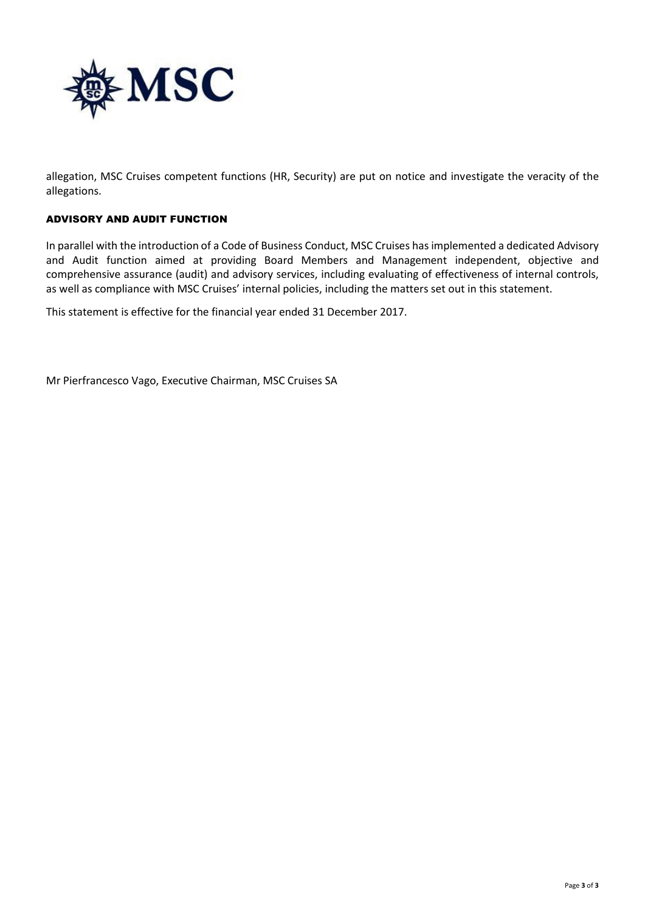allegation, MSC Cruises competent functions (HR, Security) are put on notice and investigate the veracity of the allegations.

## ADVISORY AND AUDIT FUNCTION

In parallel with the introduction of a Code of Business Conduct, MSC Cruises has implemented a dedicated Advisory and Audit function aimed at providing Board Members and Management independent, objective and comprehensive assurance (audit) and advisory services, including evaluating of effectiveness of internal controls, as well as compliance with MSC Cruises' internal policies, including the matters set out in this statement.

This statement is effective for the financial year ended 31 December 2017.

Mr Pierfrancesco Vago, Executive Chairman, MSC Cruises SA